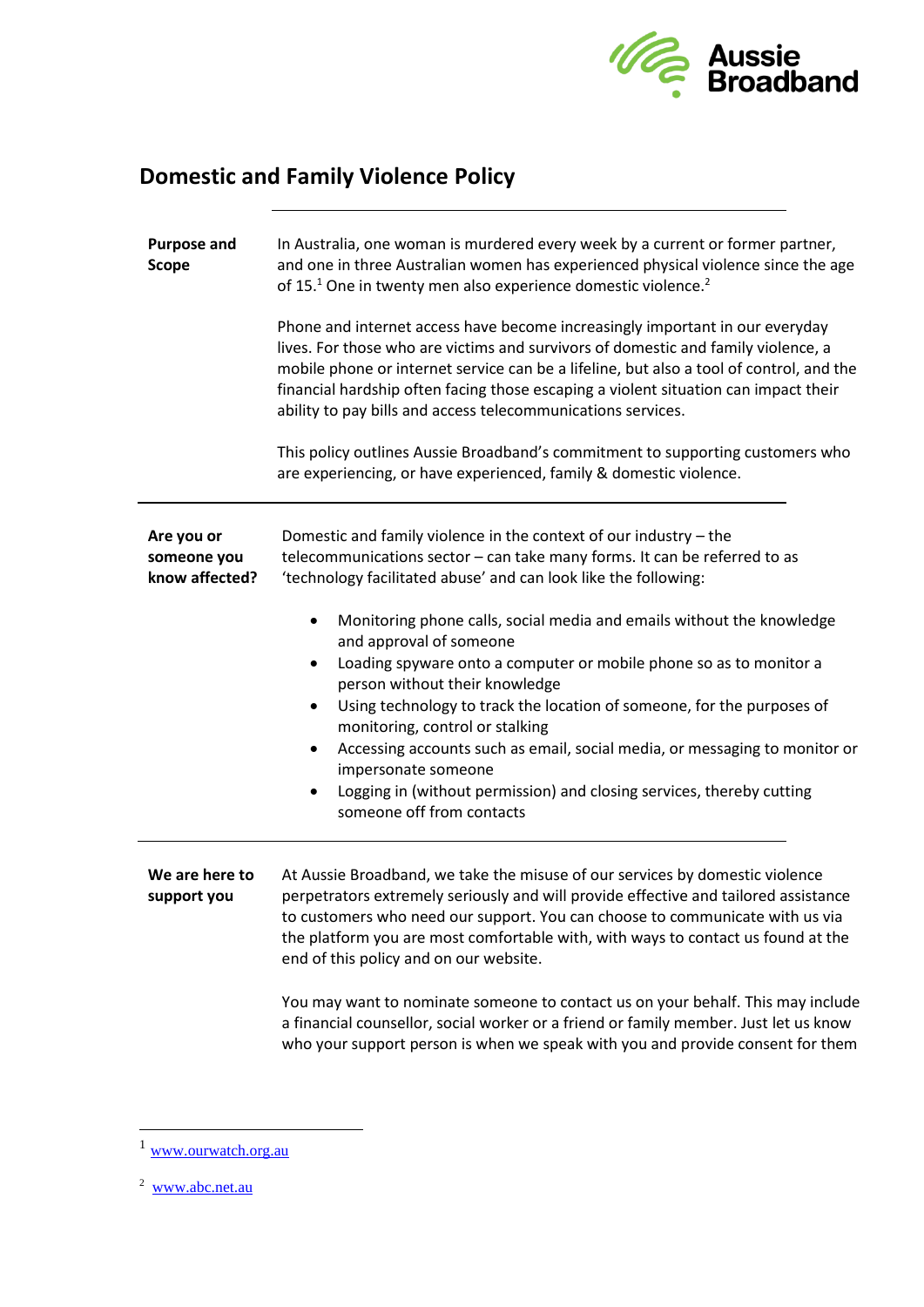# Domestic and Family Violence Policy

## Purpose and Scope

In Australia, one woman is murdered every week by a current or former partner, and one in three Australian women has experienced physical violence since the age of 15.[1] One in twenty men also experience domestic violence.[2]

Phone and internet access have become increasingly important in our everyday lives. For those who are victims and survivors of domestic and family violence, a mobile phone or internet service can be a lifeline, but also a tool of control, and the financial hardship often facing those escaping a violent situation can impact their ability to pay bills and access telecommunications services.

This policy outlines Aussie Broadband's commitment to supporting customers who are experiencing, or have experienced, family & domestic violence.

## Are you or someone you know affected?

Domestic and family violence in the context of our industry – the telecommunications sector – can take many forms. It can be referred to as 'technology facilitated abuse' and can look like the following:

- Monitoring phone calls, social media and emails without the knowledge and approval of someone
- Loading spyware onto a computer or mobile phone so as to monitor a person without their knowledge
- Using technology to track the location of someone, for the purposes of monitoring, control or stalking
- Accessing accounts such as email, social media, or messaging to monitor or impersonate someone
- Logging in (without permission) and closing services, thereby cutting someone off from contacts

## We are here to support you

At Aussie Broadband, we take the misuse of our services by domestic violence perpetrators extremely seriously and will provide effective and tailored assistance to customers who need our support. You can choose to communicate with us via the platform you are most comfortable with, with ways to contact us found at the end of this policy and on our website.

You may want to nominate someone to contact us on your behalf. This may include a financial counsellor, social worker or a friend or family member. Just let us know who your support person is when we speak with you and provide consent for them

---

[1] www.ourwatch.org.au

[2] www.abc.net.au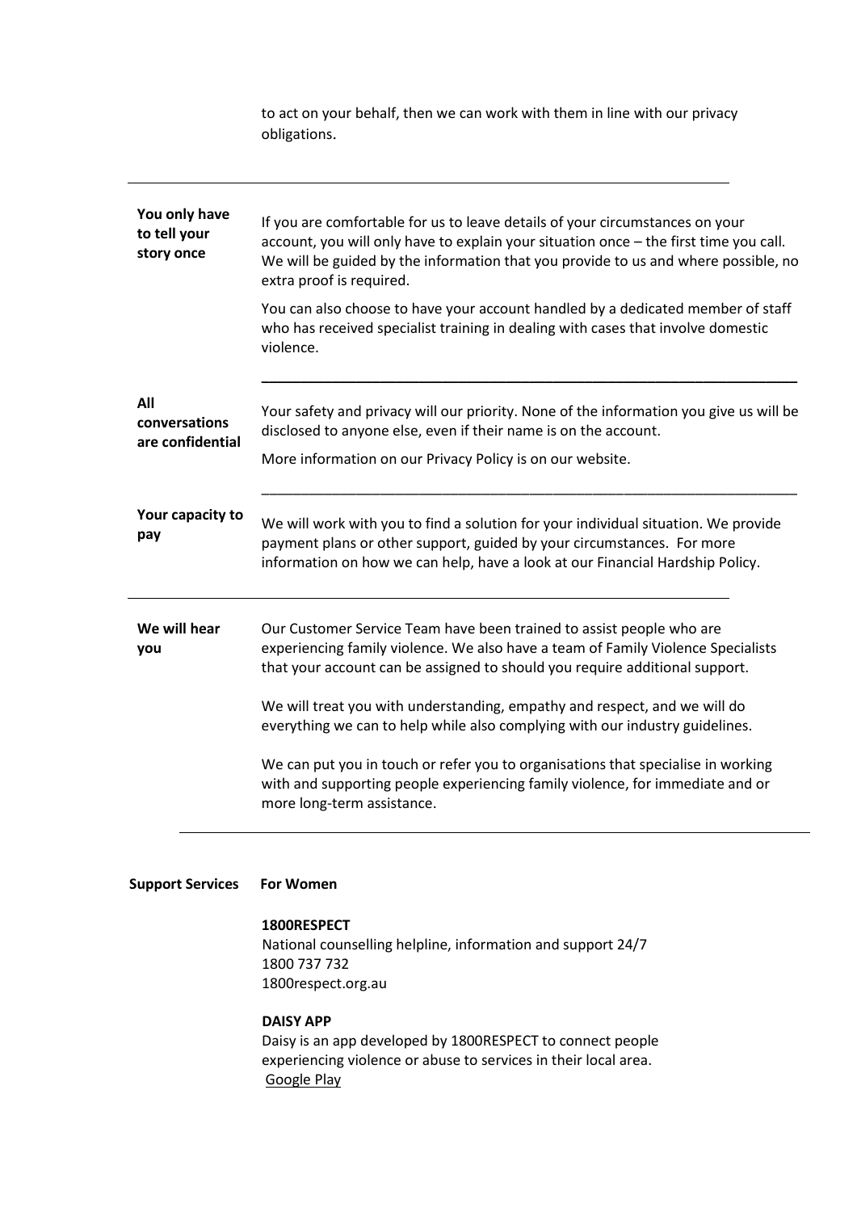to act on your behalf, then we can work with them in line with our privacy obligations.

---

**You only have to tell your story once**

If you are comfortable for us to leave details of your circumstances on your account, you will only have to explain your situation once – the first time you call. We will be guided by the information that you provide to us and where possible, no extra proof is required.

You can also choose to have your account handled by a dedicated member of staff who has received specialist training in dealing with cases that involve domestic violence.

---

**All conversations are confidential**

Your safety and privacy will our priority. None of the information you give us will be disclosed to anyone else, even if their name is on the account.

More information on our Privacy Policy is on our website.

---

**Your capacity to pay**

We will work with you to find a solution for your individual situation. We provide payment plans or other support, guided by your circumstances. For more information on how we can help, have a look at our Financial Hardship Policy.

---

**We will hear you**

Our Customer Service Team have been trained to assist people who are experiencing family violence. We also have a team of Family Violence Specialists that your account can be assigned to should you require additional support.

We will treat you with understanding, empathy and respect, and we will do everything we can to help while also complying with our industry guidelines.

We can put you in touch or refer you to organisations that specialise in working with and supporting people experiencing family violence, for immediate and or more long-term assistance.

---

**Support Services** **For Women**

**1800RESPECT**
National counselling helpline, information and support 24/7
1800 737 732
1800respect.org.au

**DAISY APP**
Daisy is an app developed by 1800RESPECT to connect people experiencing violence or abuse to services in their local area.
Google Play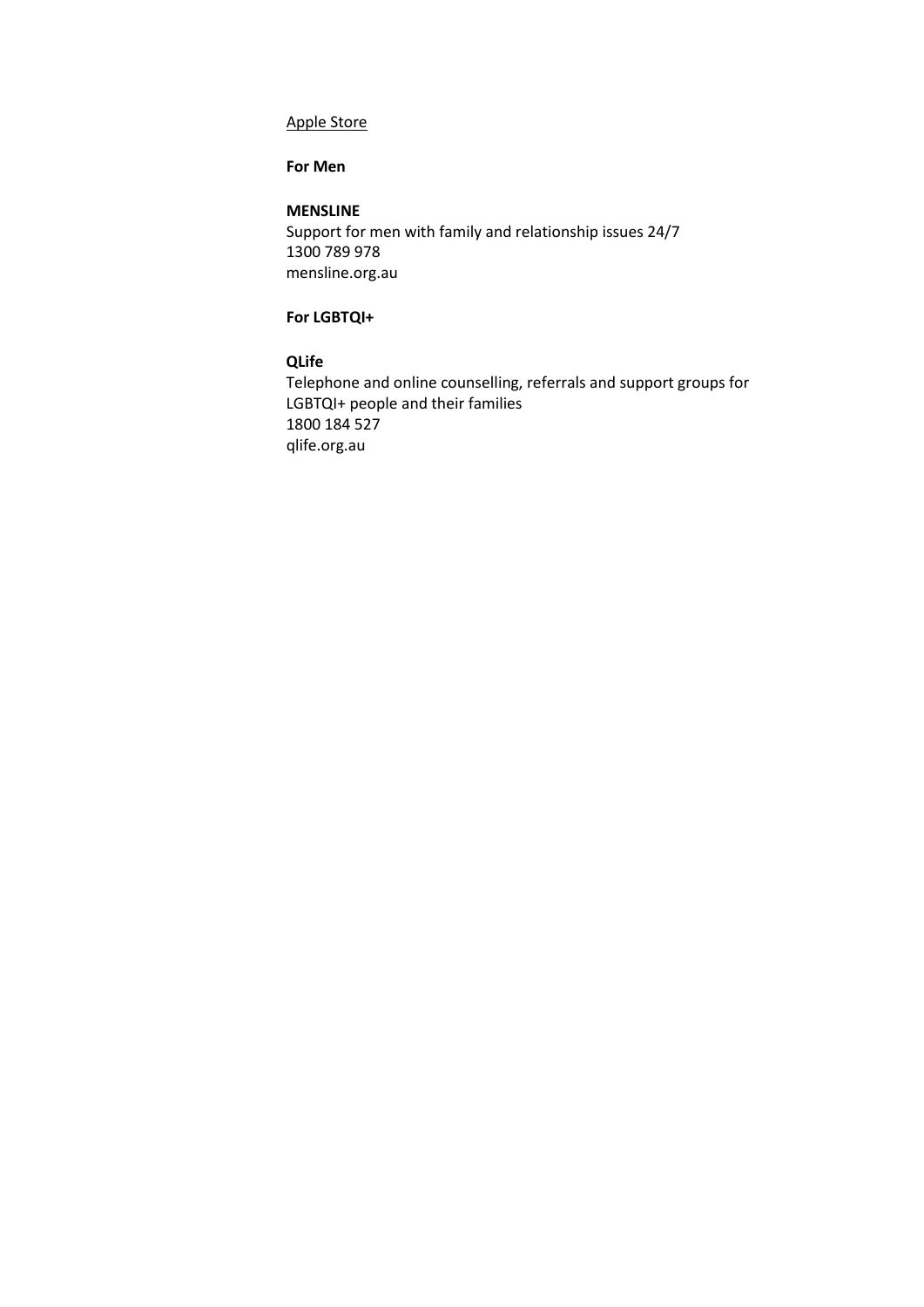Apple Store

**For Men**

**MENSLINE**

Support for men with family and relationship issues 24/7
1300 789 978
mensline.org.au

**For LGBTQI+**

**QLife**

Telephone and online counselling, referrals and support groups for LGBTQI+ people and their families
1800 184 527
qlife.org.au